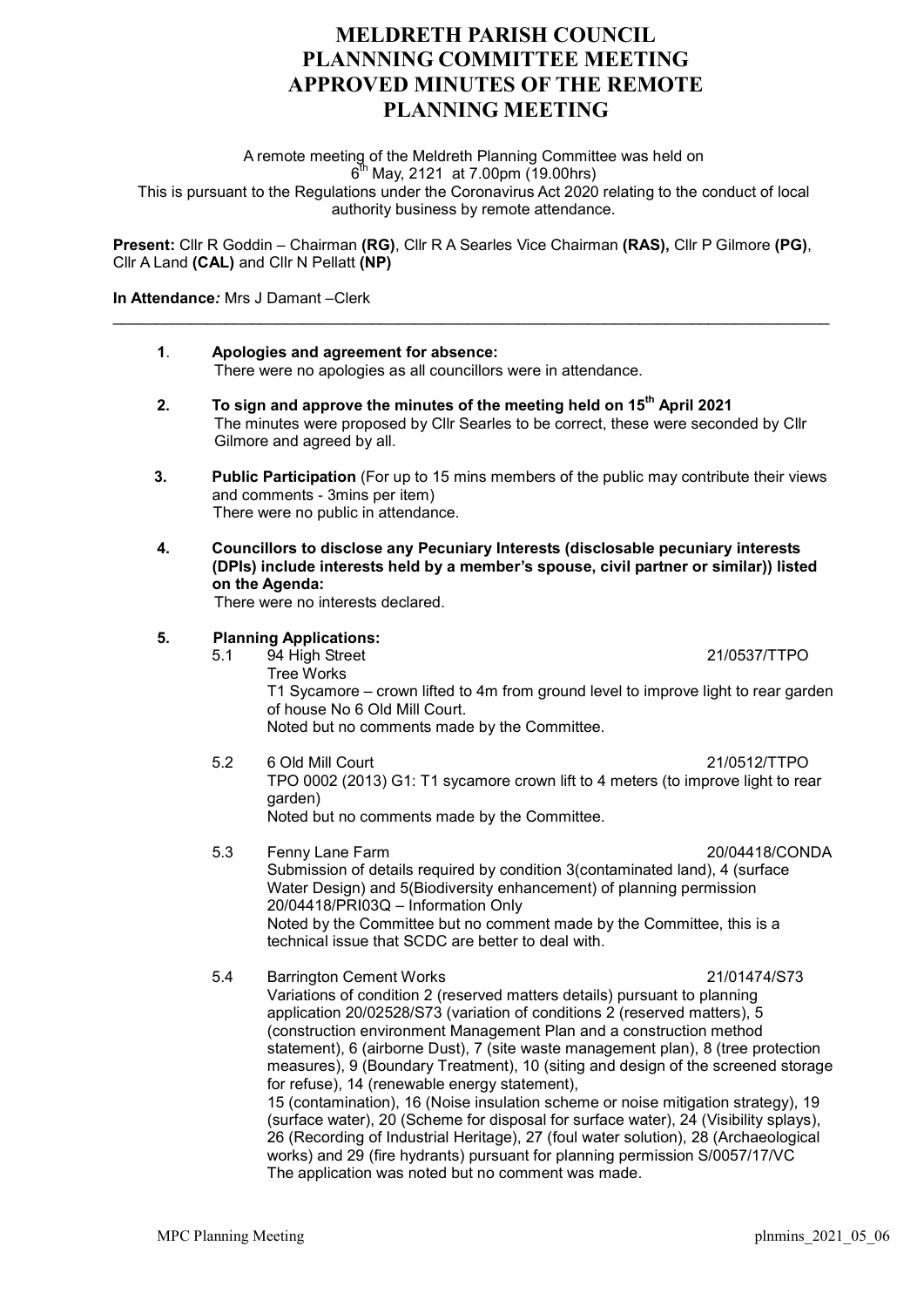# MELDRETH PARISH COUNCIL
# PLANNNING COMMITTEE MEETING
# APPROVED MINUTES OF THE REMOTE PLANNING MEETING

A remote meeting of the Meldreth Planning Committee was held on 6th May, 2121 at 7.00pm (19.00hrs)
This is pursuant to the Regulations under the Coronavirus Act 2020 relating to the conduct of local authority business by remote attendance.

**Present:** Cllr R Goddin – Chairman **(RG)**, Cllr R A Searles Vice Chairman **(RAS),** Cllr P Gilmore **(PG)**, Cllr A Land **(CAL)** and Cllr N Pellatt **(NP)**

**In Attendance***:* Mrs J Damant –Clerk

---

**1. Apologies and agreement for absence:**
There were no apologies as all councillors were in attendance.

**2. To sign and approve the minutes of the meeting held on 15th April 2021**
The minutes were proposed by Cllr Searles to be correct, these were seconded by Cllr Gilmore and agreed by all.

**3. Public Participation** (For up to 15 mins members of the public may contribute their views and comments - 3mins per item)
There were no public in attendance.

**4. Councillors to disclose any Pecuniary Interests (disclosable pecuniary interests (DPIs) include interests held by a member's spouse, civil partner or similar)) listed on the Agenda:**
There were no interests declared.

**5. Planning Applications:**

5.1 94 High Street — 21/0537/TTPO
Tree Works
T1 Sycamore – crown lifted to 4m from ground level to improve light to rear garden of house No 6 Old Mill Court.
Noted but no comments made by the Committee.

5.2 6 Old Mill Court — 21/0512/TTPO
TPO 0002 (2013) G1: T1 sycamore crown lift to 4 meters (to improve light to rear garden)
Noted but no comments made by the Committee.

5.3 Fenny Lane Farm — 20/04418/CONDA
Submission of details required by condition 3(contaminated land), 4 (surface Water Design) and 5(Biodiversity enhancement) of planning permission 20/04418/PRI03Q – Information Only
Noted by the Committee but no comment made by the Committee, this is a technical issue that SCDC are better to deal with.

5.4 Barrington Cement Works — 21/01474/S73
Variations of condition 2 (reserved matters details) pursuant to planning application 20/02528/S73 (variation of conditions 2 (reserved matters), 5 (construction environment Management Plan and a construction method statement), 6 (airborne Dust), 7 (site waste management plan), 8 (tree protection measures), 9 (Boundary Treatment), 10 (siting and design of the screened storage for refuse), 14 (renewable energy statement),
15 (contamination), 16 (Noise insulation scheme or noise mitigation strategy), 19 (surface water), 20 (Scheme for disposal for surface water), 24 (Visibility splays), 26 (Recording of Industrial Heritage), 27 (foul water solution), 28 (Archaeological works) and 29 (fire hydrants) pursuant for planning permission S/0057/17/VC
The application was noted but no comment was made.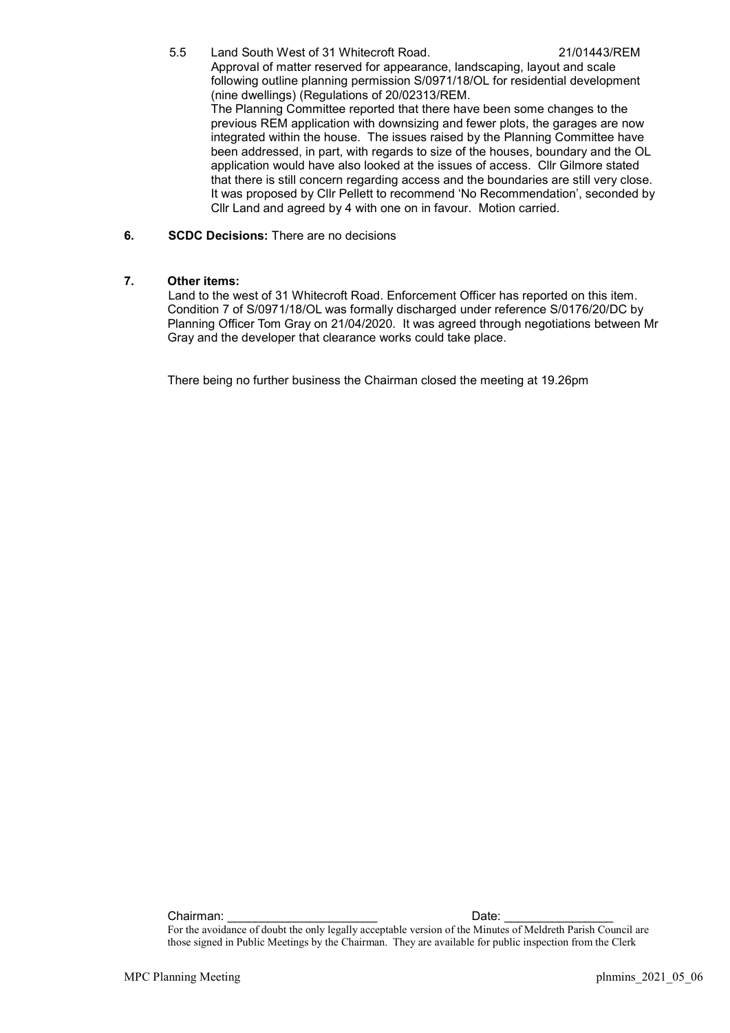5.5 Land South West of 31 Whitecroft Road. 21/01443/REM

Approval of matter reserved for appearance, landscaping, layout and scale following outline planning permission S/0971/18/OL for residential development (nine dwellings) (Regulations of 20/02313/REM.

The Planning Committee reported that there have been some changes to the previous REM application with downsizing and fewer plots, the garages are now integrated within the house. The issues raised by the Planning Committee have been addressed, in part, with regards to size of the houses, boundary and the OL application would have also looked at the issues of access. Cllr Gilmore stated that there is still concern regarding access and the boundaries are still very close. It was proposed by Cllr Pellett to recommend 'No Recommendation', seconded by Cllr Land and agreed by 4 with one on in favour. Motion carried.

**6. SCDC Decisions:** There are no decisions

**7. Other items:**

Land to the west of 31 Whitecroft Road. Enforcement Officer has reported on this item. Condition 7 of S/0971/18/OL was formally discharged under reference S/0176/20/DC by Planning Officer Tom Gray on 21/04/2020. It was agreed through negotiations between Mr Gray and the developer that clearance works could take place.

There being no further business the Chairman closed the meeting at 19.26pm

Chairman: ______________________ Date: ________________

For the avoidance of doubt the only legally acceptable version of the Minutes of Meldreth Parish Council are those signed in Public Meetings by the Chairman. They are available for public inspection from the Clerk